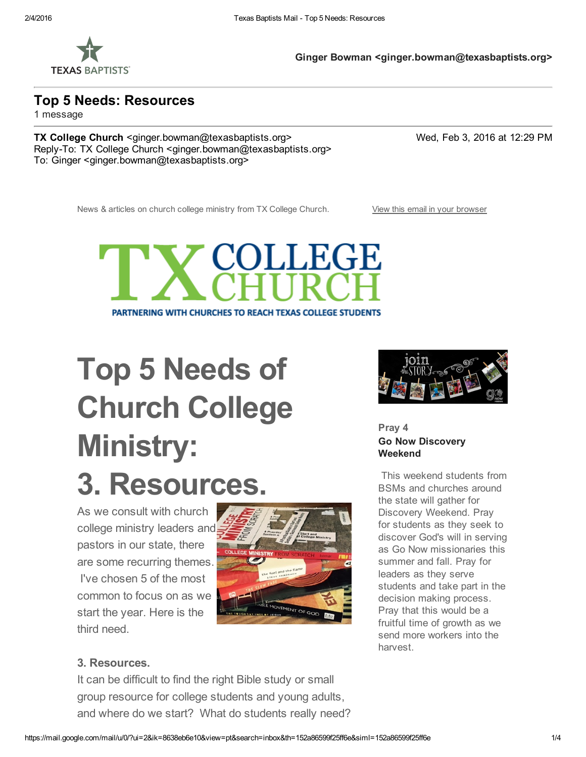TEXAS BAPTISTS

**Ginger Bowman <ginger.bowman@texasbaptists.org>**

## Top 5 Needs: Resources

1 message

**TX College Church** <ginger.bowman@texasbaptists.org>  
Reply-To: TX College Church <ginger.bowman@texasbaptists.org>  
To: Ginger <ginger.bowman@texasbaptists.org>

Wed, Feb 3, 2016 at 12:29 PM

News & articles on church college ministry from TX College Church. View this email in your browser

TX COLLEGE CHURCH  
PARTNERING WITH CHURCHES TO REACH TEXAS COLLEGE STUDENTS

# Top 5 Needs of Church College Ministry: 3. Resources.

As we consult with church college ministry leaders and pastors in our state, there are some recurring themes. I've chosen 5 of the most common to focus on as we start the year. Here is the third need.

**3. Resources.**

It can be difficult to find the right Bible study or small group resource for college students and young adults, and where do we start? What do students really need?

**Pray 4**
**Go Now Discovery Weekend**

This weekend students from BSMs and churches around the state will gather for Discovery Weekend. Pray for students as they seek to discover God's will in serving as Go Now missionaries this summer and fall. Pray for leaders as they serve students and take part in the decision making process. Pray that this would be a fruitful time of growth as we send more workers into the harvest.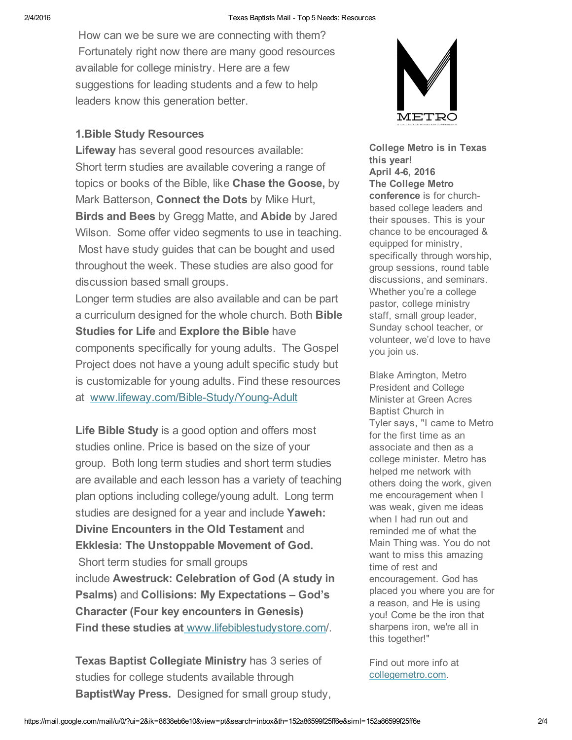How can we be sure we are connecting with them? Fortunately right now there are many good resources available for college ministry. Here are a few suggestions for leading students and a few to help leaders know this generation better.

### 1.Bible Study Resources

**Lifeway** has several good resources available: Short term studies are available covering a range of topics or books of the Bible, like **Chase the Goose,** by Mark Batterson, **Connect the Dots** by Mike Hurt, **Birds and Bees** by Gregg Matte, and **Abide** by Jared Wilson. Some offer video segments to use in teaching. Most have study guides that can be bought and used throughout the week. These studies are also good for discussion based small groups.

Longer term studies are also available and can be part a curriculum designed for the whole church. Both **Bible Studies for Life** and **Explore the Bible** have components specifically for young adults. The Gospel Project does not have a young adult specific study but is customizable for young adults. Find these resources at [www.lifeway.com/Bible-Study/Young-Adult](www.lifeway.com/Bible-Study/Young-Adult)

**Life Bible Study** is a good option and offers most studies online. Price is based on the size of your group. Both long term studies and short term studies are available and each lesson has a variety of teaching plan options including college/young adult. Long term studies are designed for a year and include **Yaweh: Divine Encounters in the Old Testament** and **Ekklesia: The Unstoppable Movement of God.** Short term studies for small groups include **Awestruck: Celebration of God (A study in Psalms)** and **Collisions: My Expectations – God's Character (Four key encounters in Genesis)** **Find these studies at** [www.lifebiblestudystore.com/](www.lifebiblestudystore.com/).

**Texas Baptist Collegiate Ministry** has 3 series of studies for college students available through **BaptistWay Press.** Designed for small group study,

METRO

A COLLEGIATE MINISTERS CONFERENCE

**College Metro is in Texas this year!**
**April 4-6, 2016**
**The College Metro conference** is for church-based college leaders and their spouses. This is your chance to be encouraged & equipped for ministry, specifically through worship, group sessions, round table discussions, and seminars. Whether you're a college pastor, college ministry staff, small group leader, Sunday school teacher, or volunteer, we'd love to have you join us.

Blake Arrington, Metro President and College Minister at Green Acres Baptist Church in Tyler says, "I came to Metro for the first time as an associate and then as a college minister. Metro has helped me network with others doing the work, given me encouragement when I was weak, given me ideas when I had run out and reminded me of what the Main Thing was. You do not want to miss this amazing time of rest and encouragement. God has placed you where you are for a reason, and He is using you! Come be the iron that sharpens iron, we're all in this together!"

Find out more info at [collegemetro.com](collegemetro.com).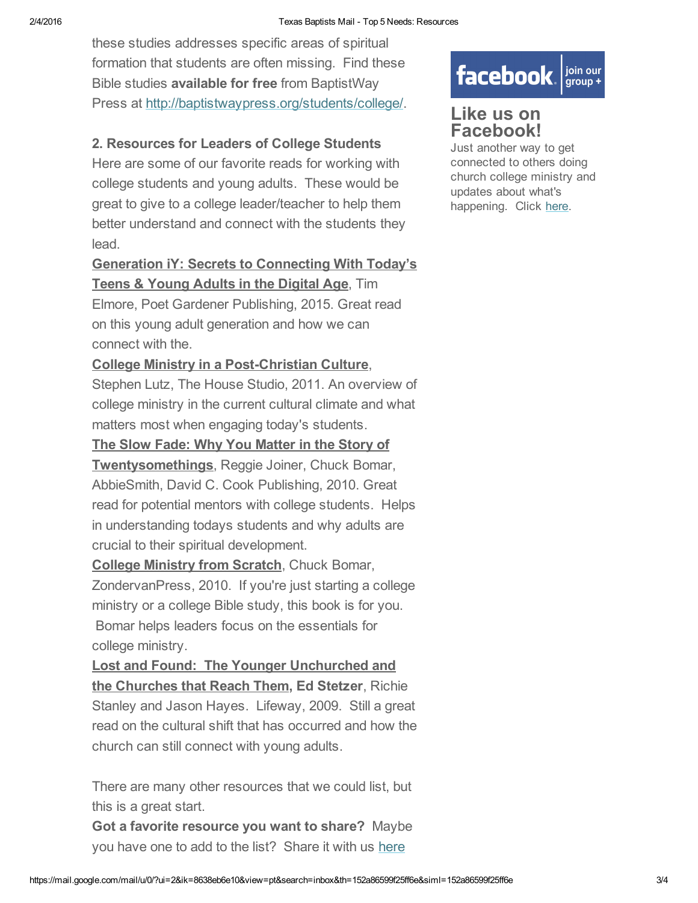these studies addresses specific areas of spiritual formation that students are often missing. Find these Bible studies **available for free** from BaptistWay Press at http://baptistwaypress.org/students/college/.

**2. Resources for Leaders of College Students**

Here are some of our favorite reads for working with college students and young adults. These would be great to give to a college leader/teacher to help them better understand and connect with the students they lead.

**Generation iY: Secrets to Connecting With Today's Teens & Young Adults in the Digital Age**, Tim Elmore, Poet Gardener Publishing, 2015. Great read on this young adult generation and how we can connect with the.

**College Ministry in a Post-Christian Culture**, Stephen Lutz, The House Studio, 2011. An overview of college ministry in the current cultural climate and what matters most when engaging today's students.

**The Slow Fade: Why You Matter in the Story of Twentysomethings**, Reggie Joiner, Chuck Bomar, AbbieSmith, David C. Cook Publishing, 2010. Great read for potential mentors with college students. Helps in understanding todays students and why adults are crucial to their spiritual development.

**College Ministry from Scratch**, Chuck Bomar, ZondervanPress, 2010. If you're just starting a college ministry or a college Bible study, this book is for you. Bomar helps leaders focus on the essentials for college ministry.

**Lost and Found: The Younger Unchurched and the Churches that Reach Them, Ed Stetzer**, Richie Stanley and Jason Hayes. Lifeway, 2009. Still a great read on the cultural shift that has occurred and how the church can still connect with young adults.

There are many other resources that we could list, but this is a great start.

**Got a favorite resource you want to share?** Maybe you have one to add to the list? Share it with us here

facebook join our group +

## Like us on Facebook!

Just another way to get connected to others doing church college ministry and updates about what's happening. Click here.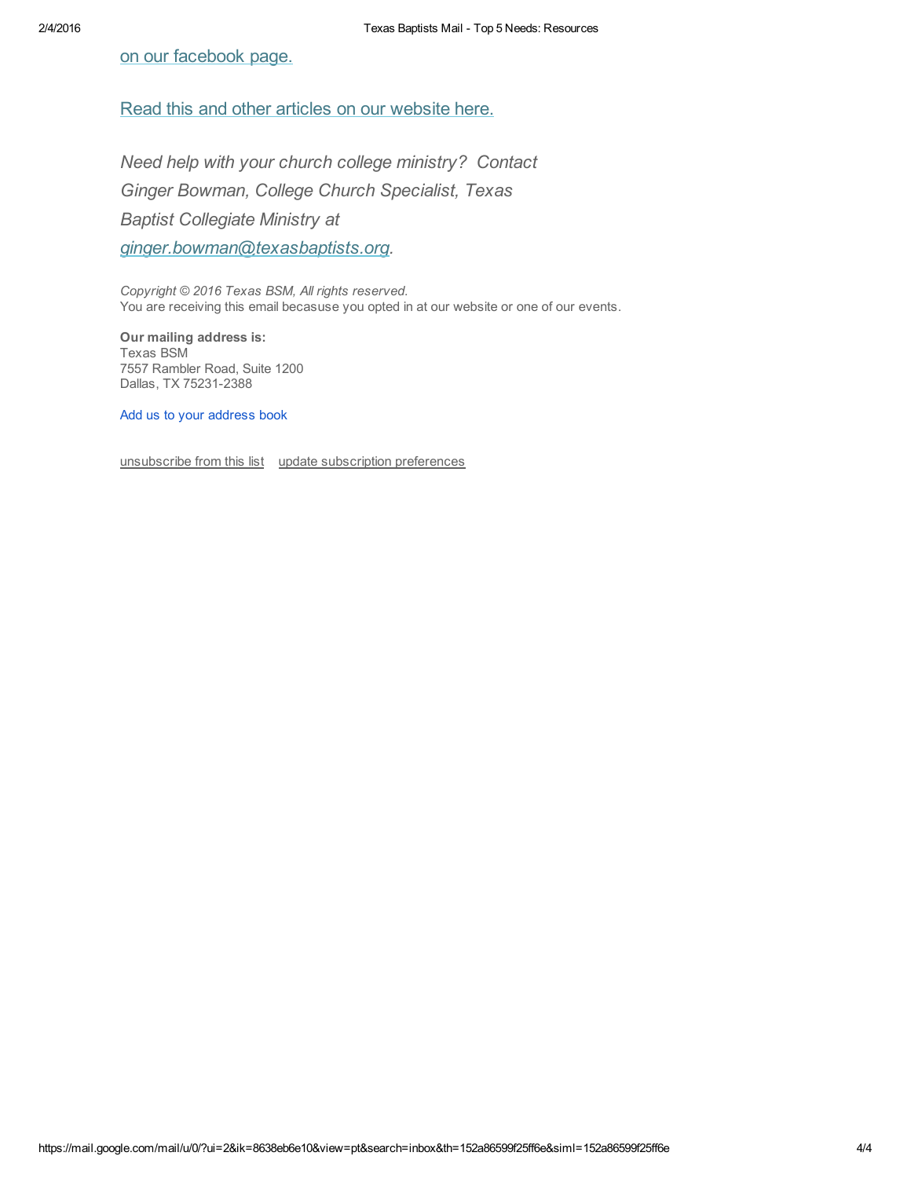on our facebook page.

Read this and other articles on our website here.

*Need help with your church college ministry? Contact Ginger Bowman, College Church Specialist, Texas Baptist Collegiate Ministry at ginger.bowman@texasbaptists.org.*

*Copyright © 2016 Texas BSM, All rights reserved.*
You are receiving this email becasuse you opted in at our website or one of our events.

**Our mailing address is:**
Texas BSM
7557 Rambler Road, Suite 1200
Dallas, TX 75231-2388

Add us to your address book

unsubscribe from this list update subscription preferences